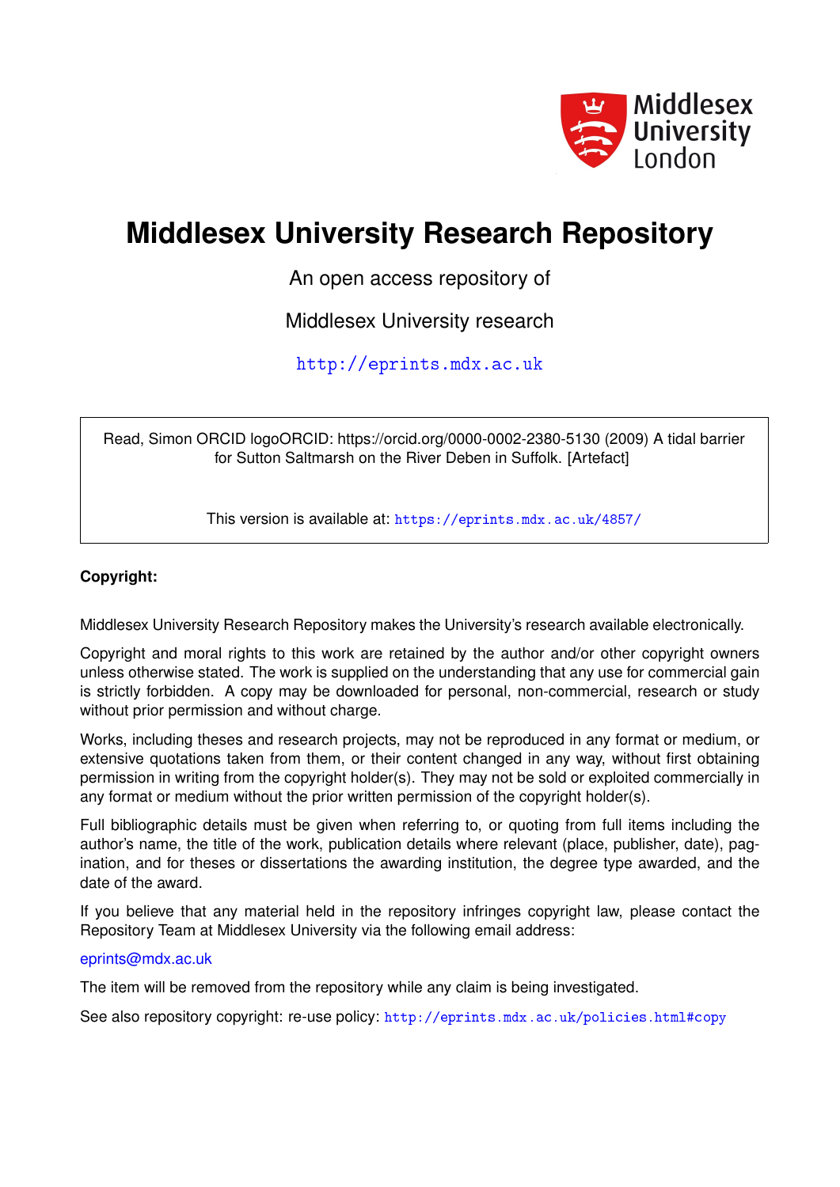Middlesex University London

# Middlesex University Research Repository

An open access repository of

Middlesex University research

http://eprints.mdx.ac.uk

Read, Simon ORCID logoORCID: https://orcid.org/0000-0002-2380-5130 (2009) A tidal barrier for Sutton Saltmarsh on the River Deben in Suffolk. [Artefact]

This version is available at: https://eprints.mdx.ac.uk/4857/

**Copyright:**

Middlesex University Research Repository makes the University's research available electronically.

Copyright and moral rights to this work are retained by the author and/or other copyright owners unless otherwise stated. The work is supplied on the understanding that any use for commercial gain is strictly forbidden. A copy may be downloaded for personal, non-commercial, research or study without prior permission and without charge.

Works, including theses and research projects, may not be reproduced in any format or medium, or extensive quotations taken from them, or their content changed in any way, without first obtaining permission in writing from the copyright holder(s). They may not be sold or exploited commercially in any format or medium without the prior written permission of the copyright holder(s).

Full bibliographic details must be given when referring to, or quoting from full items including the author's name, the title of the work, publication details where relevant (place, publisher, date), pagination, and for theses or dissertations the awarding institution, the degree type awarded, and the date of the award.

If you believe that any material held in the repository infringes copyright law, please contact the Repository Team at Middlesex University via the following email address:

eprints@mdx.ac.uk

The item will be removed from the repository while any claim is being investigated.

See also repository copyright: re-use policy: http://eprints.mdx.ac.uk/policies.html#copy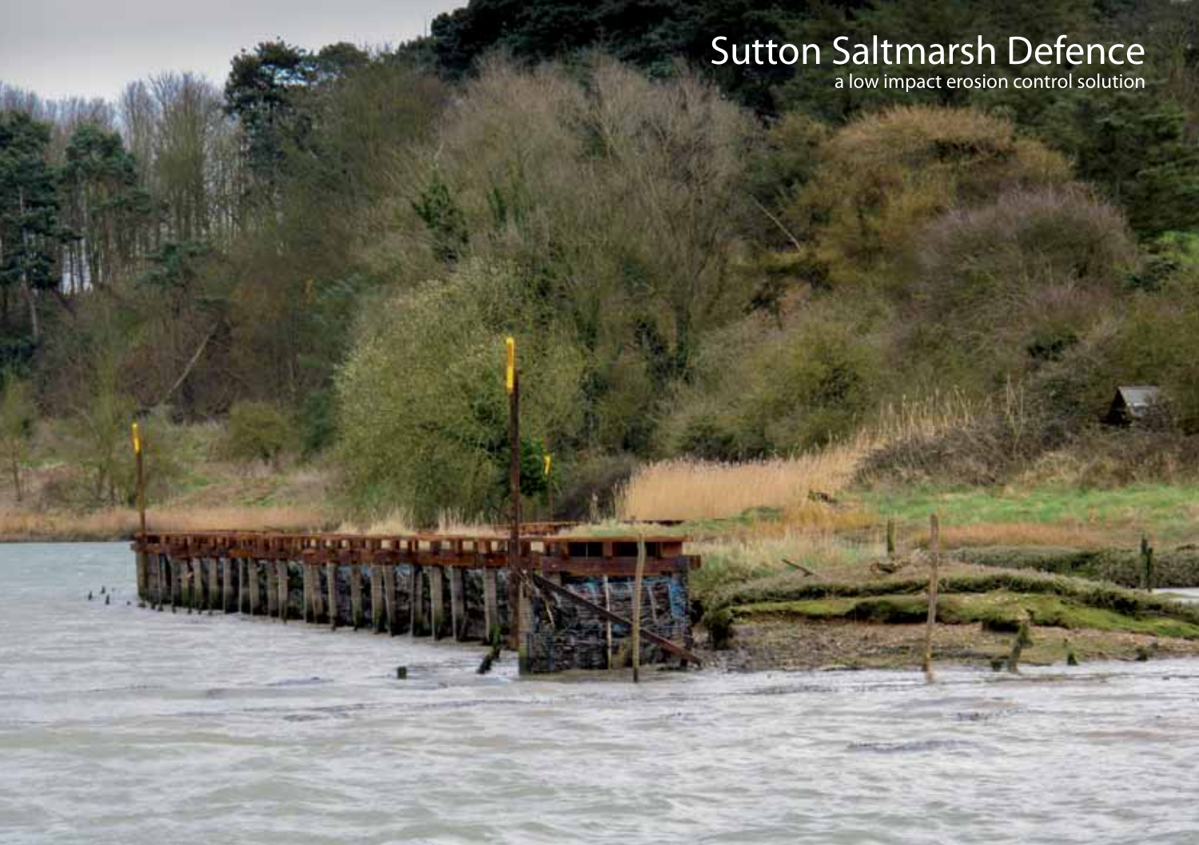# Sutton Saltmarsh Defence

a low impact erosion control solution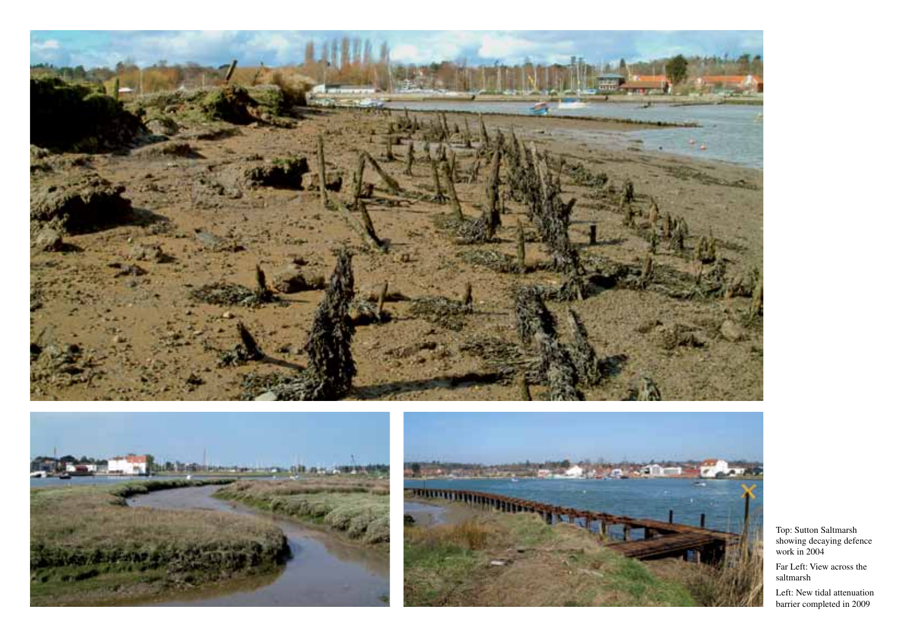Top: Sutton Saltmarsh showing decaying defence work in 2004

Far Left: View across the saltmarsh

Left: New tidal attenuation barrier completed in 2009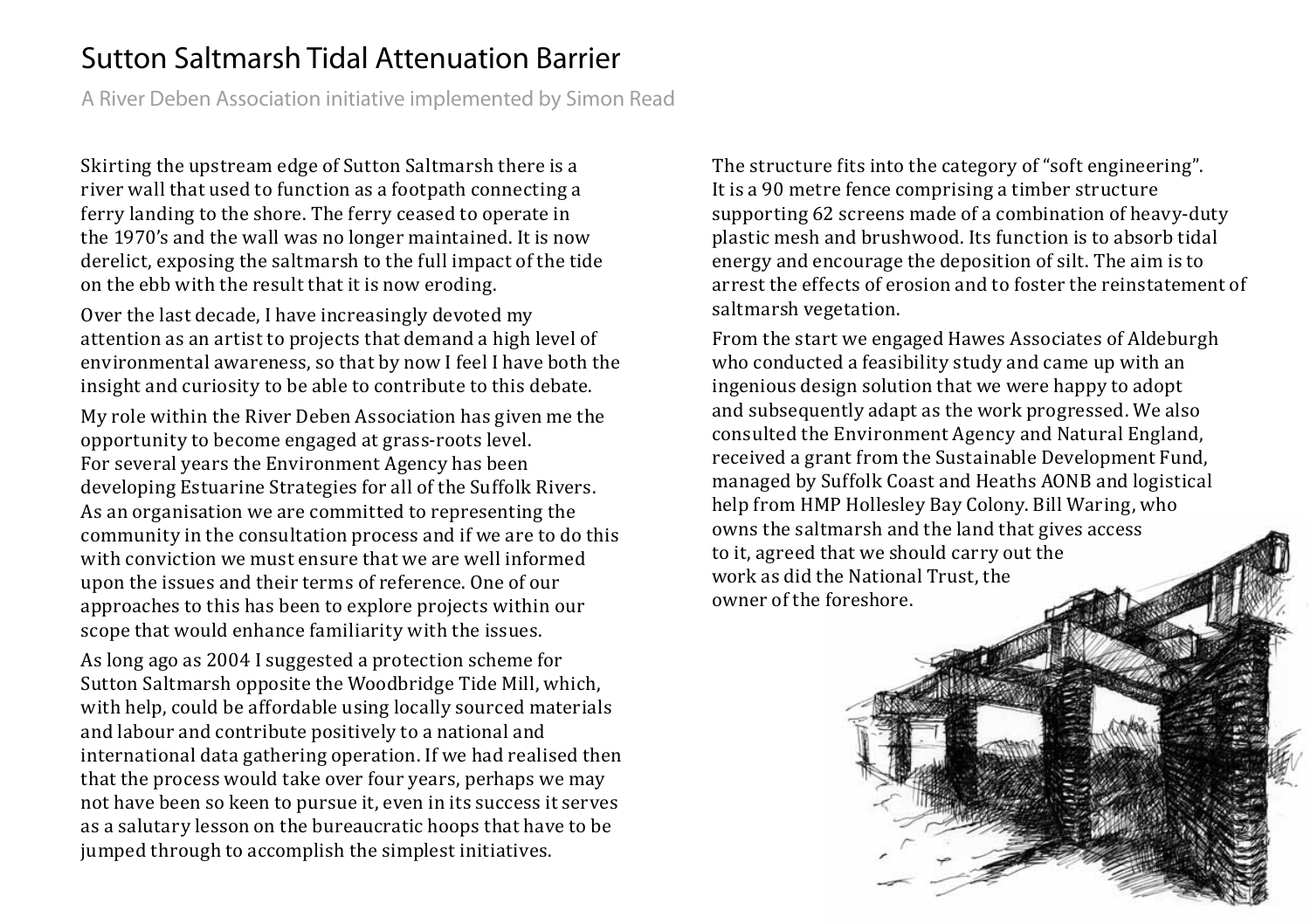# Sutton Saltmarsh Tidal Attenuation Barrier

A River Deben Association initiative implemented by Simon Read

Skirting the upstream edge of Sutton Saltmarsh there is a river wall that used to function as a footpath connecting a ferry landing to the shore. The ferry ceased to operate in the 1970's and the wall was no longer maintained. It is now derelict, exposing the saltmarsh to the full impact of the tide on the ebb with the result that it is now eroding.

Over the last decade, I have increasingly devoted my attention as an artist to projects that demand a high level of environmental awareness, so that by now I feel I have both the insight and curiosity to be able to contribute to this debate.

My role within the River Deben Association has given me the opportunity to become engaged at grass-roots level. For several years the Environment Agency has been developing Estuarine Strategies for all of the Suffolk Rivers. As an organisation we are committed to representing the community in the consultation process and if we are to do this with conviction we must ensure that we are well informed upon the issues and their terms of reference. One of our approaches to this has been to explore projects within our scope that would enhance familiarity with the issues.

As long ago as 2004 I suggested a protection scheme for Sutton Saltmarsh opposite the Woodbridge Tide Mill, which, with help, could be affordable using locally sourced materials and labour and contribute positively to a national and international data gathering operation. If we had realised then that the process would take over four years, perhaps we may not have been so keen to pursue it, even in its success it serves as a salutary lesson on the bureaucratic hoops that have to be jumped through to accomplish the simplest initiatives.

The structure fits into the category of "soft engineering". It is a 90 metre fence comprising a timber structure supporting 62 screens made of a combination of heavy-duty plastic mesh and brushwood. Its function is to absorb tidal energy and encourage the deposition of silt. The aim is to arrest the effects of erosion and to foster the reinstatement of saltmarsh vegetation.

From the start we engaged Hawes Associates of Aldeburgh who conducted a feasibility study and came up with an ingenious design solution that we were happy to adopt and subsequently adapt as the work progressed. We also consulted the Environment Agency and Natural England, received a grant from the Sustainable Development Fund, managed by Suffolk Coast and Heaths AONB and logistical help from HMP Hollesley Bay Colony. Bill Waring, who owns the saltmarsh and the land that gives access to it, agreed that we should carry out the work as did the National Trust, the owner of the foreshore.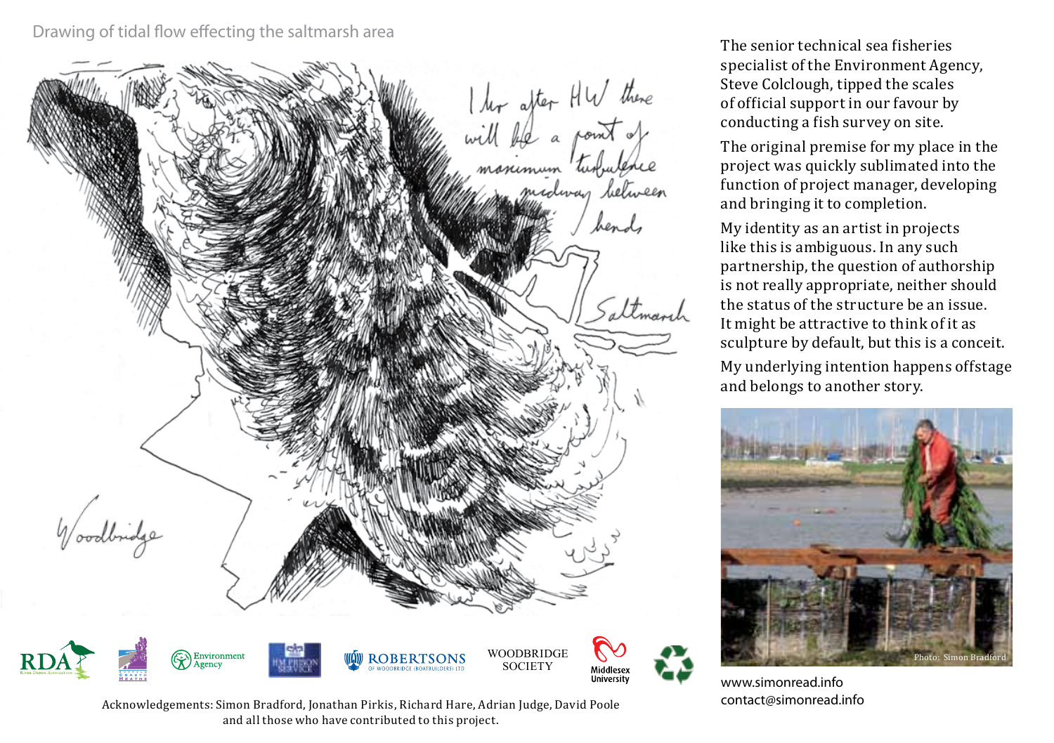Drawing of tidal flow effecting the saltmarsh area

1 hr after HW there will be a point of maximum turbulence midway between bends

Saltmarsh

Woodbridge

The senior technical sea fisheries specialist of the Environment Agency, Steve Colclough, tipped the scales of official support in our favour by conducting a fish survey on site.

The original premise for my place in the project was quickly sublimated into the function of project manager, developing and bringing it to completion.

My identity as an artist in projects like this is ambiguous. In any such partnership, the question of authorship is not really appropriate, neither should the status of the structure be an issue. It might be attractive to think of it as sculpture by default, but this is a conceit.

My underlying intention happens offstage and belongs to another story.

Photo: Simon Bradford

www.simonread.info
contact@simonread.info

RDA River Deben Association · Environment Agency · HM Prison Service · Robertsons of Woodbridge (Boatbuilders) Ltd · Woodbridge Society · Middlesex University

Acknowledgements: Simon Bradford, Jonathan Pirkis, Richard Hare, Adrian Judge, David Poole and all those who have contributed to this project.